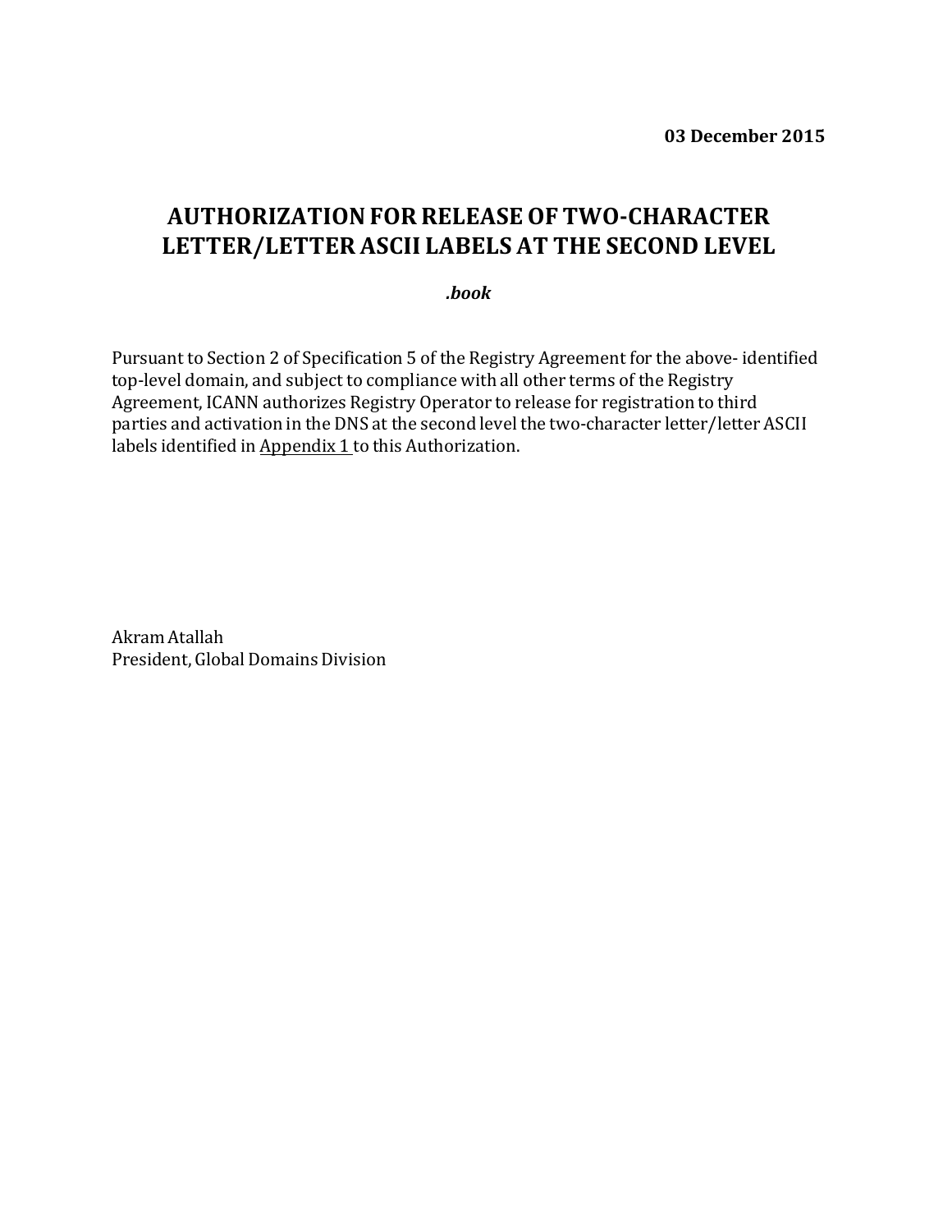**03 December 2015**

# AUTHORIZATION FOR RELEASE OF TWO-CHARACTER LETTER/LETTER ASCII LABELS AT THE SECOND LEVEL

***.book***

Pursuant to Section 2 of Specification 5 of the Registry Agreement for the above- identified top-level domain, and subject to compliance with all other terms of the Registry Agreement, ICANN authorizes Registry Operator to release for registration to third parties and activation in the DNS at the second level the two-character letter/letter ASCII labels identified in Appendix 1 to this Authorization.

Akram Atallah
President, Global Domains Division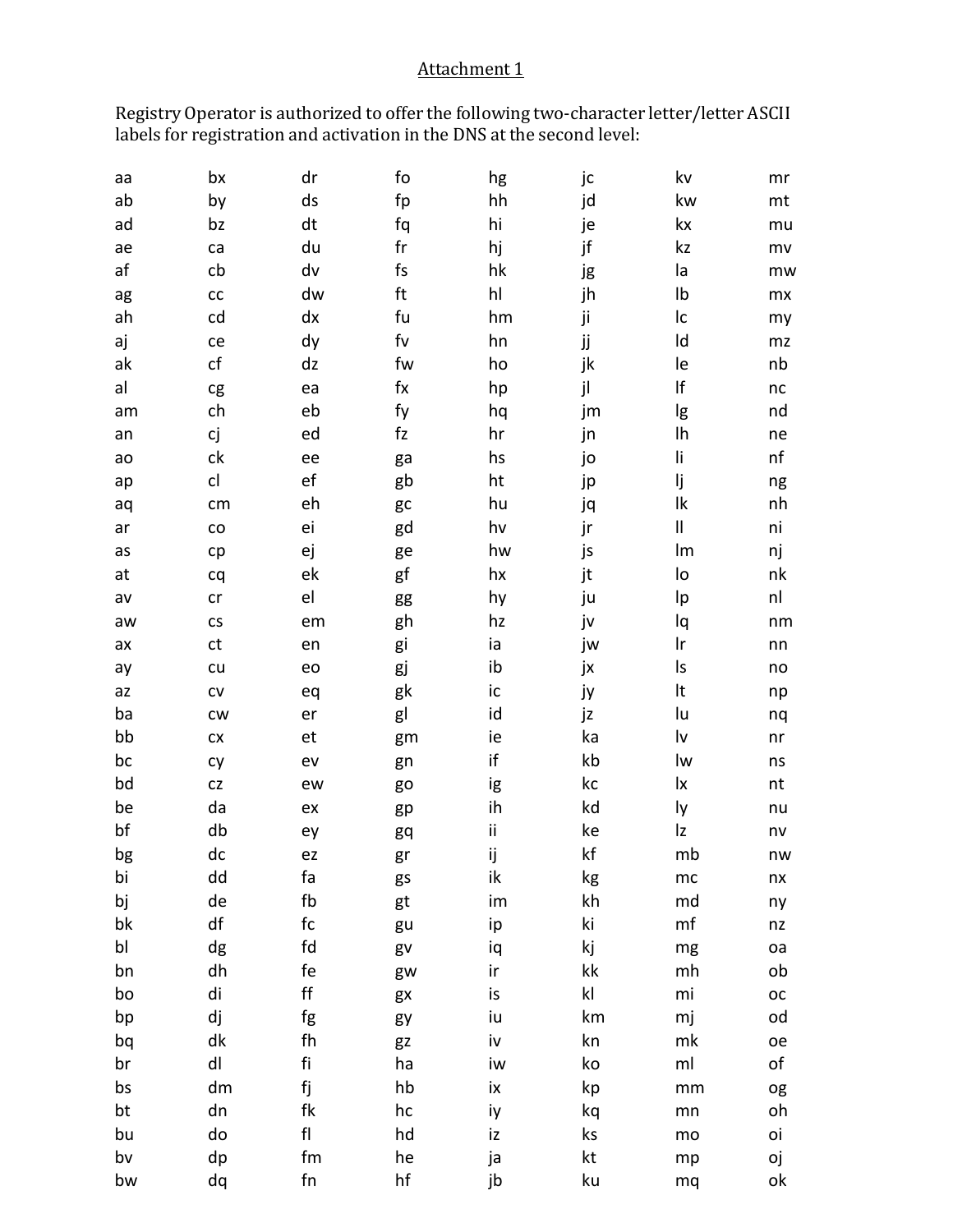Attachment 1

Registry Operator is authorized to offer the following two-character letter/letter ASCII labels for registration and activation in the DNS at the second level:

| | | | | | | | |
|---|---|---|---|---|---|---|---|
| aa | bx | dr | fo | hg | jc | kv | mr |
| ab | by | ds | fp | hh | jd | kw | mt |
| ad | bz | dt | fq | hi | je | kx | mu |
| ae | ca | du | fr | hj | jf | kz | mv |
| af | cb | dv | fs | hk | jg | la | mw |
| ag | cc | dw | ft | hl | jh | lb | mx |
| ah | cd | dx | fu | hm | ji | lc | my |
| aj | ce | dy | fv | hn | jj | ld | mz |
| ak | cf | dz | fw | ho | jk | le | nb |
| al | cg | ea | fx | hp | jl | lf | nc |
| am | ch | eb | fy | hq | jm | lg | nd |
| an | cj | ed | fz | hr | jn | lh | ne |
| ao | ck | ee | ga | hs | jo | li | nf |
| ap | cl | ef | gb | ht | jp | lj | ng |
| aq | cm | eh | gc | hu | jq | lk | nh |
| ar | co | ei | gd | hv | jr | ll | ni |
| as | cp | ej | ge | hw | js | lm | nj |
| at | cq | ek | gf | hx | jt | lo | nk |
| av | cr | el | gg | hy | ju | lp | nl |
| aw | cs | em | gh | hz | jv | lq | nm |
| ax | ct | en | gi | ia | jw | lr | nn |
| ay | cu | eo | gj | ib | jx | ls | no |
| az | cv | eq | gk | ic | jy | lt | np |
| ba | cw | er | gl | id | jz | lu | nq |
| bb | cx | et | gm | ie | ka | lv | nr |
| bc | cy | ev | gn | if | kb | lw | ns |
| bd | cz | ew | go | ig | kc | lx | nt |
| be | da | ex | gp | ih | kd | ly | nu |
| bf | db | ey | gq | ii | ke | lz | nv |
| bg | dc | ez | gr | ij | kf | mb | nw |
| bi | dd | fa | gs | ik | kg | mc | nx |
| bj | de | fb | gt | im | kh | md | ny |
| bk | df | fc | gu | ip | ki | mf | nz |
| bl | dg | fd | gv | iq | kj | mg | oa |
| bn | dh | fe | gw | ir | kk | mh | ob |
| bo | di | ff | gx | is | kl | mi | oc |
| bp | dj | fg | gy | iu | km | mj | od |
| bq | dk | fh | gz | iv | kn | mk | oe |
| br | dl | fi | ha | iw | ko | ml | of |
| bs | dm | fj | hb | ix | kp | mm | og |
| bt | dn | fk | hc | iy | kq | mn | oh |
| bu | do | fl | hd | iz | ks | mo | oi |
| bv | dp | fm | he | ja | kt | mp | oj |
| bw | dq | fn | hf | jb | ku | mq | ok |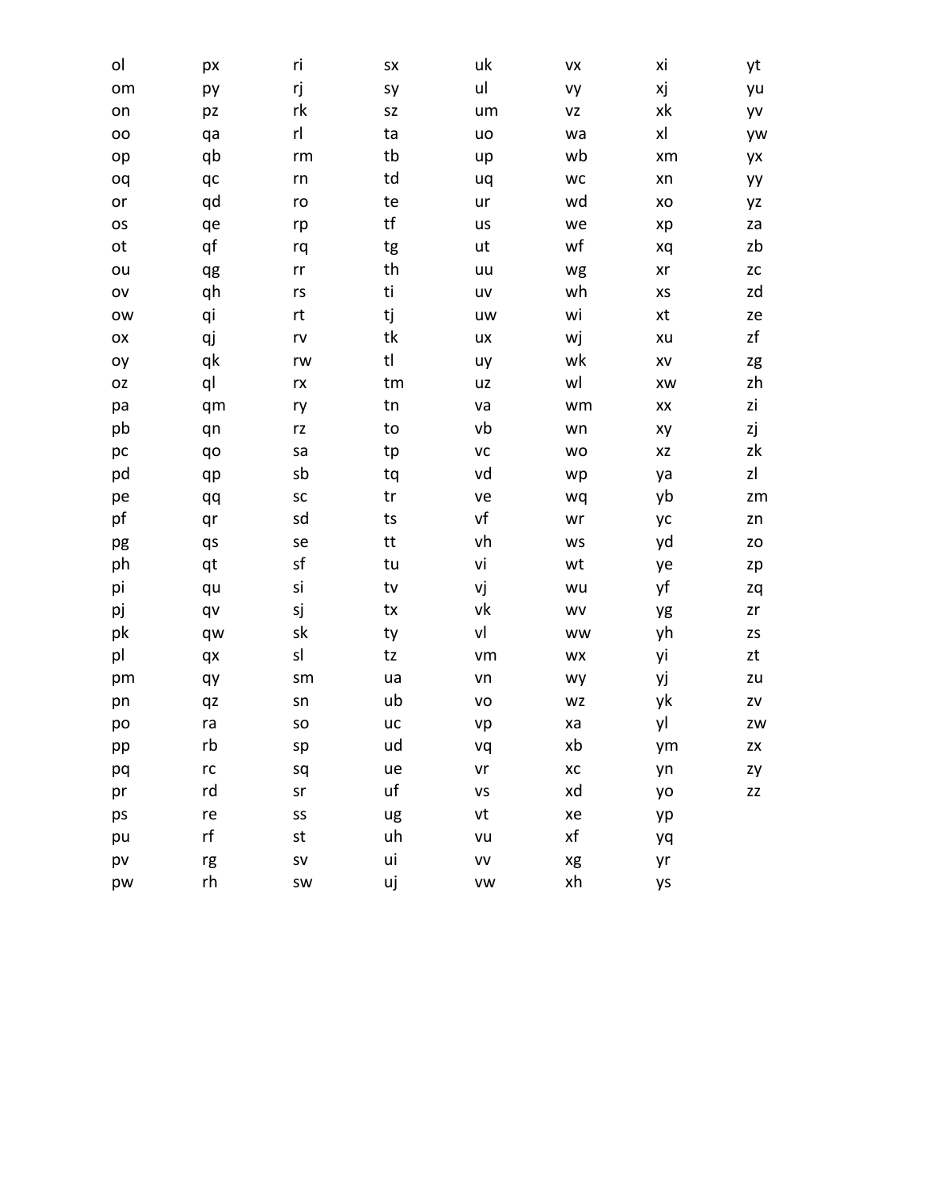| | | | | | | | |
|---|---|---|---|---|---|---|---|
| ol | px | ri | sx | uk | vx | xi | yt |
| om | py | rj | sy | ul | vy | xj | yu |
| on | pz | rk | sz | um | vz | xk | yv |
| oo | qa | rl | ta | uo | wa | xl | yw |
| op | qb | rm | tb | up | wb | xm | yx |
| oq | qc | rn | td | uq | wc | xn | yy |
| or | qd | ro | te | ur | wd | xo | yz |
| os | qe | rp | tf | us | we | xp | za |
| ot | qf | rq | tg | ut | wf | xq | zb |
| ou | qg | rr | th | uu | wg | xr | zc |
| ov | qh | rs | ti | uv | wh | xs | zd |
| ow | qi | rt | tj | uw | wi | xt | ze |
| ox | qj | rv | tk | ux | wj | xu | zf |
| oy | qk | rw | tl | uy | wk | xv | zg |
| oz | ql | rx | tm | uz | wl | xw | zh |
| pa | qm | ry | tn | va | wm | xx | zi |
| pb | qn | rz | to | vb | wn | xy | zj |
| pc | qo | sa | tp | vc | wo | xz | zk |
| pd | qp | sb | tq | vd | wp | ya | zl |
| pe | qq | sc | tr | ve | wq | yb | zm |
| pf | qr | sd | ts | vf | wr | yc | zn |
| pg | qs | se | tt | vh | ws | yd | zo |
| ph | qt | sf | tu | vi | wt | ye | zp |
| pi | qu | si | tv | vj | wu | yf | zq |
| pj | qv | sj | tx | vk | wv | yg | zr |
| pk | qw | sk | ty | vl | ww | yh | zs |
| pl | qx | sl | tz | vm | wx | yi | zt |
| pm | qy | sm | ua | vn | wy | yj | zu |
| pn | qz | sn | ub | vo | wz | yk | zv |
| po | ra | so | uc | vp | xa | yl | zw |
| pp | rb | sp | ud | vq | xb | ym | zx |
| pq | rc | sq | ue | vr | xc | yn | zy |
| pr | rd | sr | uf | vs | xd | yo | zz |
| ps | re | ss | ug | vt | xe | yp | |
| pu | rf | st | uh | vu | xf | yq | |
| pv | rg | sv | ui | vv | xg | yr | |
| pw | rh | sw | uj | vw | xh | ys | |